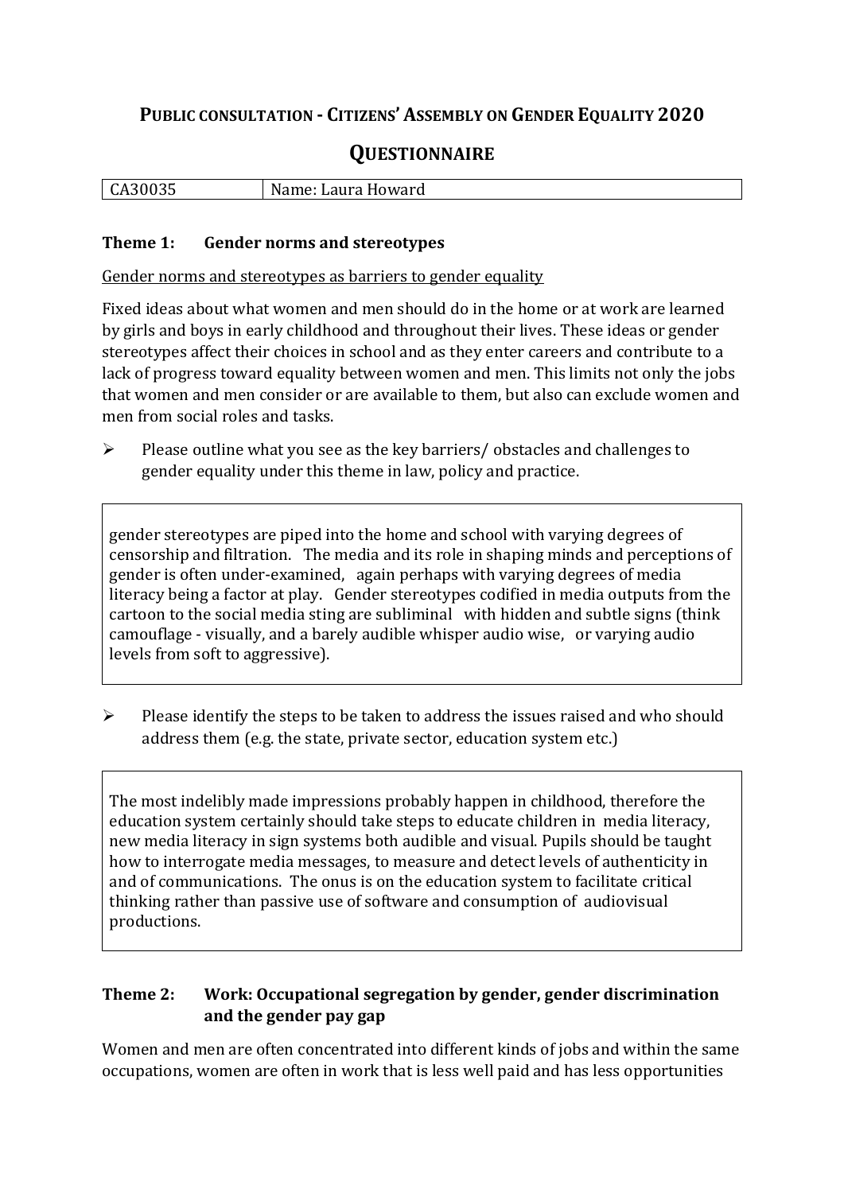# PUBLIC CONSULTATION - CITIZENS' ASSEMBLY ON GENDER EQUALITY 2020

## QUESTIONNAIRE

| CA30035 | Name: Laura Howard |
|---|---|

### Theme 1: Gender norms and stereotypes

Gender norms and stereotypes as barriers to gender equality

Fixed ideas about what women and men should do in the home or at work are learned by girls and boys in early childhood and throughout their lives. These ideas or gender stereotypes affect their choices in school and as they enter careers and contribute to a lack of progress toward equality between women and men. This limits not only the jobs that women and men consider or are available to them, but also can exclude women and men from social roles and tasks.

- Please outline what you see as the key barriers/ obstacles and challenges to gender equality under this theme in law, policy and practice.

> gender stereotypes are piped into the home and school with varying degrees of censorship and filtration. The media and its role in shaping minds and perceptions of gender is often under-examined, again perhaps with varying degrees of media literacy being a factor at play. Gender stereotypes codified in media outputs from the cartoon to the social media sting are subliminal with hidden and subtle signs (think camouflage - visually, and a barely audible whisper audio wise, or varying audio levels from soft to aggressive).

- Please identify the steps to be taken to address the issues raised and who should address them (e.g. the state, private sector, education system etc.)

> The most indelibly made impressions probably happen in childhood, therefore the education system certainly should take steps to educate children in media literacy, new media literacy in sign systems both audible and visual. Pupils should be taught how to interrogate media messages, to measure and detect levels of authenticity in and of communications. The onus is on the education system to facilitate critical thinking rather than passive use of software and consumption of audiovisual productions.

### Theme 2: Work: Occupational segregation by gender, gender discrimination and the gender pay gap

Women and men are often concentrated into different kinds of jobs and within the same occupations, women are often in work that is less well paid and has less opportunities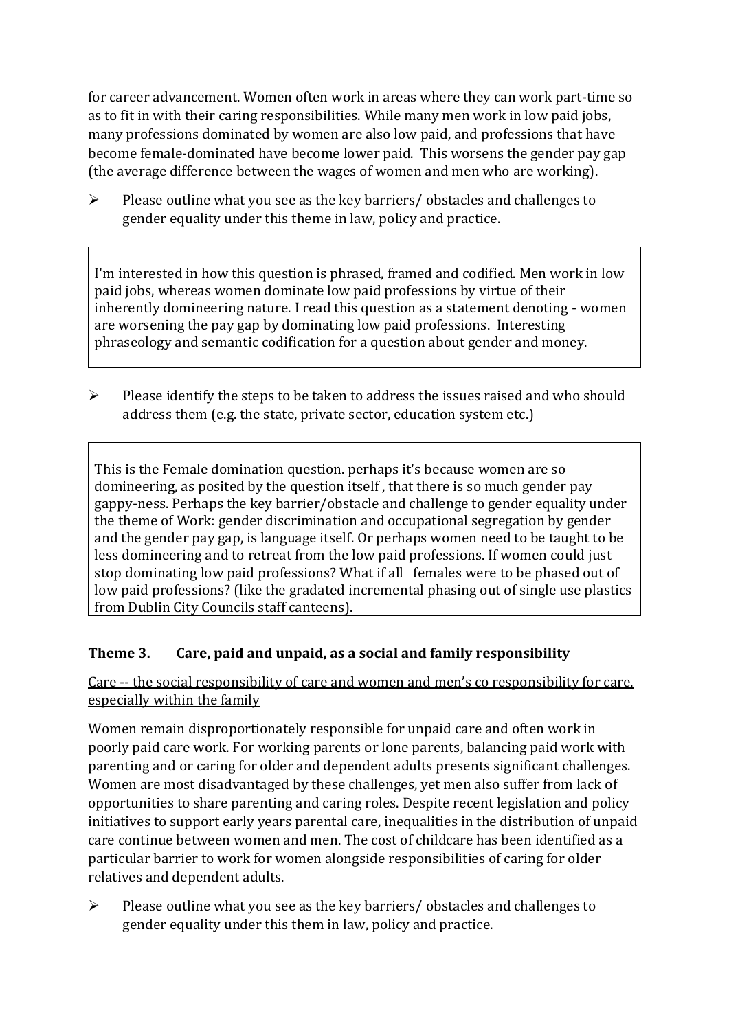for career advancement. Women often work in areas where they can work part-time so as to fit in with their caring responsibilities. While many men work in low paid jobs, many professions dominated by women are also low paid, and professions that have become female-dominated have become lower paid. This worsens the gender pay gap (the average difference between the wages of women and men who are working).

- Please outline what you see as the key barriers/ obstacles and challenges to gender equality under this theme in law, policy and practice.

> I'm interested in how this question is phrased, framed and codified. Men work in low paid jobs, whereas women dominate low paid professions by virtue of their inherently domineering nature. I read this question as a statement denoting - women are worsening the pay gap by dominating low paid professions. Interesting phraseology and semantic codification for a question about gender and money.

- Please identify the steps to be taken to address the issues raised and who should address them (e.g. the state, private sector, education system etc.)

> This is the Female domination question. perhaps it's because women are so domineering, as posited by the question itself , that there is so much gender pay gappy-ness. Perhaps the key barrier/obstacle and challenge to gender equality under the theme of Work: gender discrimination and occupational segregation by gender and the gender pay gap, is language itself. Or perhaps women need to be taught to be less domineering and to retreat from the low paid professions. If women could just stop dominating low paid professions? What if all females were to be phased out of low paid professions? (like the gradated incremental phasing out of single use plastics from Dublin City Councils staff canteens).

### Theme 3. Care, paid and unpaid, as a social and family responsibility

<u>Care -- the social responsibility of care and women and men's co responsibility for care, especially within the family</u>

Women remain disproportionately responsible for unpaid care and often work in poorly paid care work. For working parents or lone parents, balancing paid work with parenting and or caring for older and dependent adults presents significant challenges. Women are most disadvantaged by these challenges, yet men also suffer from lack of opportunities to share parenting and caring roles. Despite recent legislation and policy initiatives to support early years parental care, inequalities in the distribution of unpaid care continue between women and men. The cost of childcare has been identified as a particular barrier to work for women alongside responsibilities of caring for older relatives and dependent adults.

- Please outline what you see as the key barriers/ obstacles and challenges to gender equality under this them in law, policy and practice.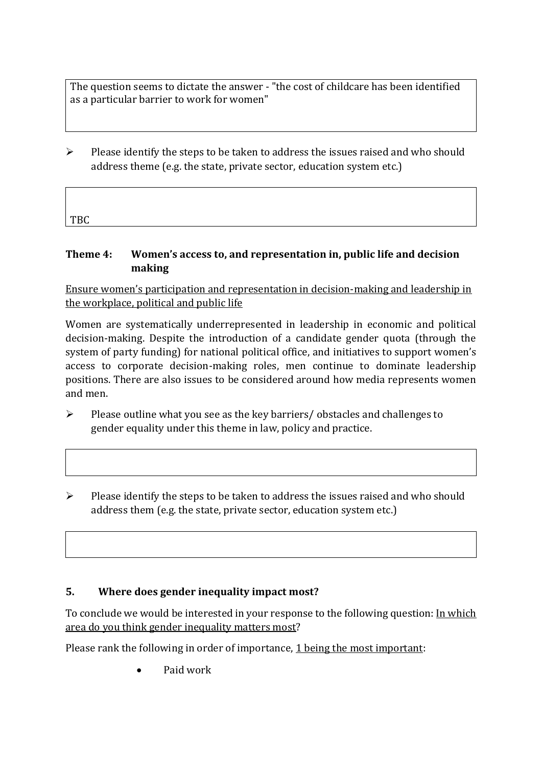The question seems to dictate the answer - "the cost of childcare has been identified as a particular barrier to work for women"

➢ Please identify the steps to be taken to address the issues raised and who should address theme (e.g. the state, private sector, education system etc.)

TBC

### Theme 4: Women's access to, and representation in, public life and decision making

<u>Ensure women's participation and representation in decision-making and leadership in the workplace, political and public life</u>

Women are systematically underrepresented in leadership in economic and political decision-making. Despite the introduction of a candidate gender quota (through the system of party funding) for national political office, and initiatives to support women's access to corporate decision-making roles, men continue to dominate leadership positions. There are also issues to be considered around how media represents women and men.

➢ Please outline what you see as the key barriers/ obstacles and challenges to gender equality under this theme in law, policy and practice.

➢ Please identify the steps to be taken to address the issues raised and who should address them (e.g. the state, private sector, education system etc.)

## 5. Where does gender inequality impact most?

To conclude we would be interested in your response to the following question: <u>In which area do you think gender inequality matters most</u>?

Please rank the following in order of importance, <u>1 being the most important</u>:

- Paid work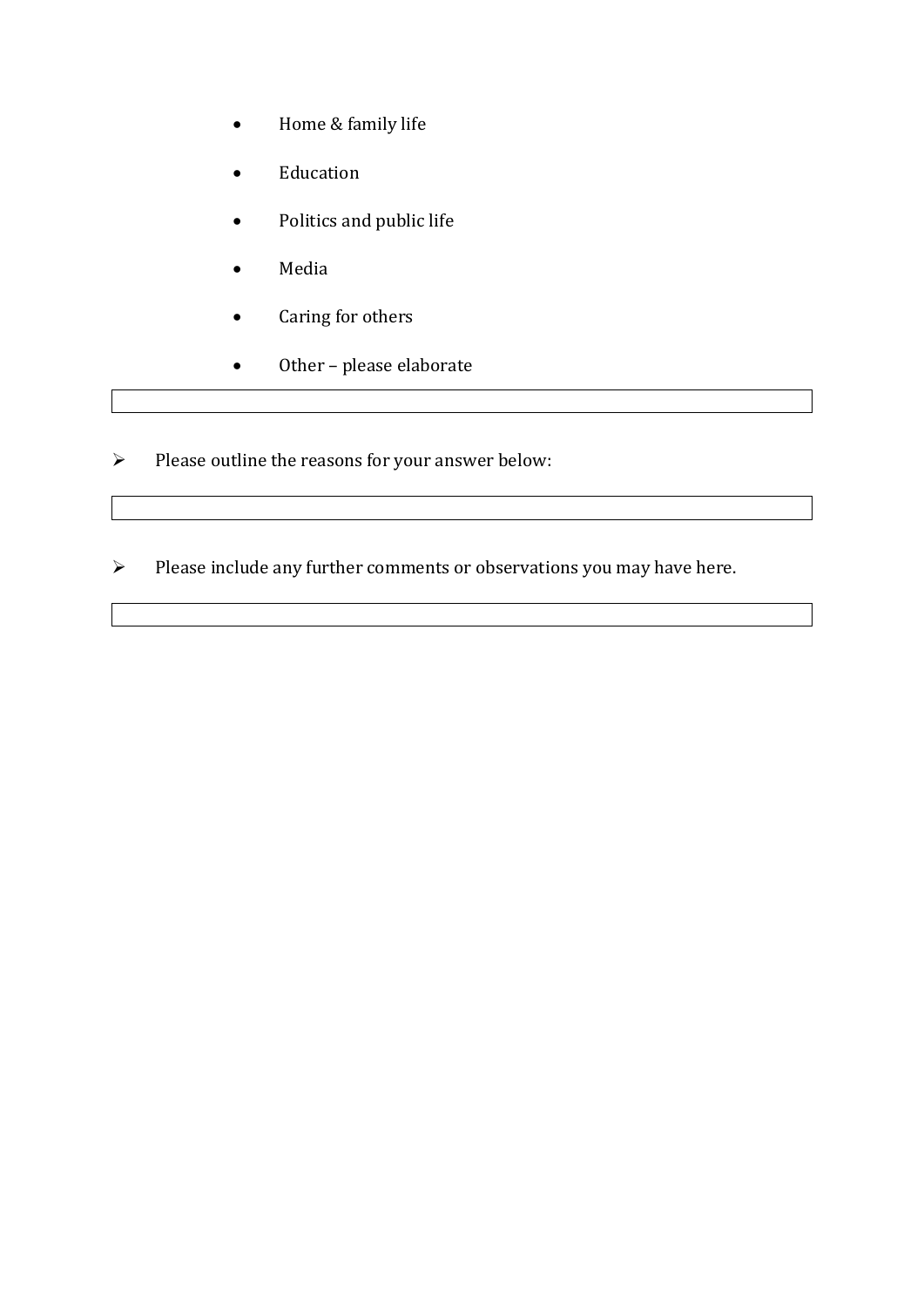- Home & family life
- Education
- Politics and public life
- Media
- Caring for others
- Other – please elaborate

| |
|---|
| |

- Please outline the reasons for your answer below:

| |
|---|
| |

- Please include any further comments or observations you may have here.

| |
|---|
| |